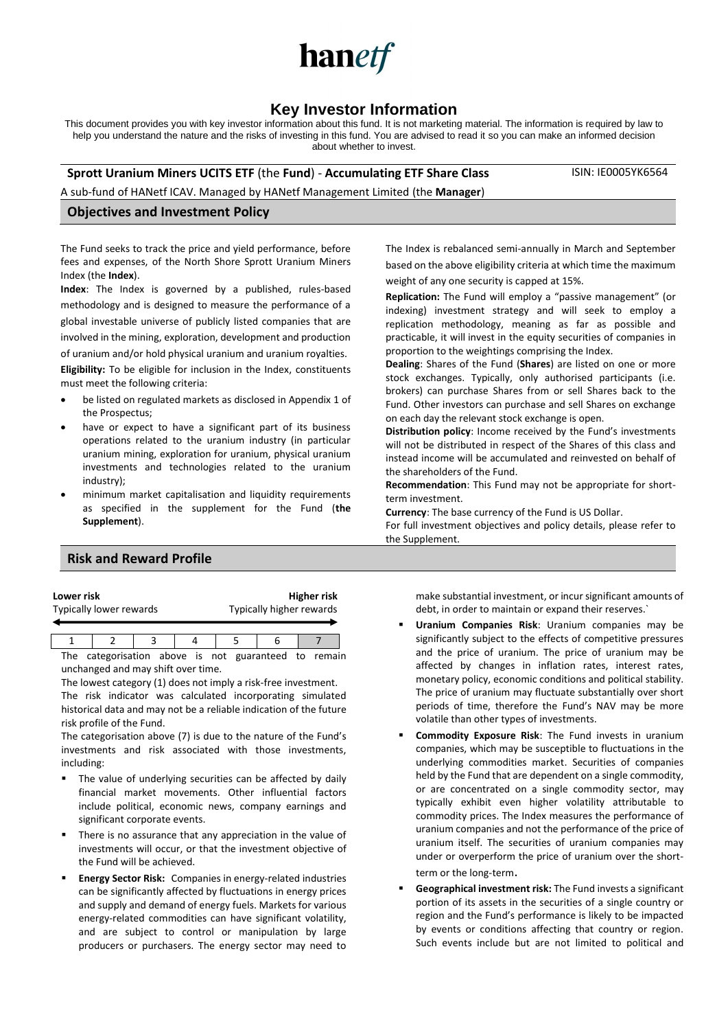hanetf

# Key Investor Information

This document provides you with key investor information about this fund. It is not marketing material. The information is required by law to help you understand the nature and the risks of investing in this fund. You are advised to read it so you can make an informed decision about whether to invest.

**Sprott Uranium Miners UCITS ETF** (the **Fund**) - **Accumulating ETF Share Class** ISIN: IE0005YK6564

A sub-fund of HANetf ICAV. Managed by HANetf Management Limited (the **Manager**)

## Objectives and Investment Policy

The Fund seeks to track the price and yield performance, before fees and expenses, of the North Shore Sprott Uranium Miners Index (the **Index**).

**Index**: The Index is governed by a published, rules-based methodology and is designed to measure the performance of a global investable universe of publicly listed companies that are involved in the mining, exploration, development and production of uranium and/or hold physical uranium and uranium royalties.

**Eligibility:** To be eligible for inclusion in the Index, constituents must meet the following criteria:

- be listed on regulated markets as disclosed in Appendix 1 of the Prospectus;
- have or expect to have a significant part of its business operations related to the uranium industry (in particular uranium mining, exploration for uranium, physical uranium investments and technologies related to the uranium industry);
- minimum market capitalisation and liquidity requirements as specified in the supplement for the Fund (**the Supplement**).

The Index is rebalanced semi-annually in March and September based on the above eligibility criteria at which time the maximum weight of any one security is capped at 15%.

**Replication:** The Fund will employ a "passive management" (or indexing) investment strategy and will seek to employ a replication methodology, meaning as far as possible and practicable, it will invest in the equity securities of companies in proportion to the weightings comprising the Index.

**Dealing**: Shares of the Fund (**Shares**) are listed on one or more stock exchanges. Typically, only authorised participants (i.e. brokers) can purchase Shares from or sell Shares back to the Fund. Other investors can purchase and sell Shares on exchange on each day the relevant stock exchange is open.

**Distribution policy**: Income received by the Fund's investments will not be distributed in respect of the Shares of this class and instead income will be accumulated and reinvested on behalf of the shareholders of the Fund.

**Recommendation**: This Fund may not be appropriate for short-term investment.

**Currency**: The base currency of the Fund is US Dollar.

For full investment objectives and policy details, please refer to the Supplement.

## Risk and Reward Profile

| **Lower risk** Typically lower rewards | | | | | | **Higher risk** Typically higher rewards |
|---|---|---|---|---|---|---|
| 1 | 2 | 3 | 4 | 5 | 6 | 7 |

The categorisation above is not guaranteed to remain unchanged and may shift over time.

The lowest category (1) does not imply a risk-free investment.

The risk indicator was calculated incorporating simulated historical data and may not be a reliable indication of the future risk profile of the Fund.

The categorisation above (7) is due to the nature of the Fund's investments and risk associated with those investments, including:

- The value of underlying securities can be affected by daily financial market movements. Other influential factors include political, economic news, company earnings and significant corporate events.
- There is no assurance that any appreciation in the value of investments will occur, or that the investment objective of the Fund will be achieved.
- **Energy Sector Risk:** Companies in energy-related industries can be significantly affected by fluctuations in energy prices and supply and demand of energy fuels. Markets for various energy-related commodities can have significant volatility, and are subject to control or manipulation by large producers or purchasers. The energy sector may need to make substantial investment, or incur significant amounts of debt, in order to maintain or expand their reserves.`
- **Uranium Companies Risk**: Uranium companies may be significantly subject to the effects of competitive pressures and the price of uranium. The price of uranium may be affected by changes in inflation rates, interest rates, monetary policy, economic conditions and political stability. The price of uranium may fluctuate substantially over short periods of time, therefore the Fund's NAV may be more volatile than other types of investments.
- **Commodity Exposure Risk**: The Fund invests in uranium companies, which may be susceptible to fluctuations in the underlying commodities market. Securities of companies held by the Fund that are dependent on a single commodity, or are concentrated on a single commodity sector, may typically exhibit even higher volatility attributable to commodity prices. The Index measures the performance of uranium companies and not the performance of the price of uranium itself. The securities of uranium companies may under or overperform the price of uranium over the short-term or the long-term.
- **Geographical investment risk:** The Fund invests a significant portion of its assets in the securities of a single country or region and the Fund's performance is likely to be impacted by events or conditions affecting that country or region. Such events include but are not limited to political and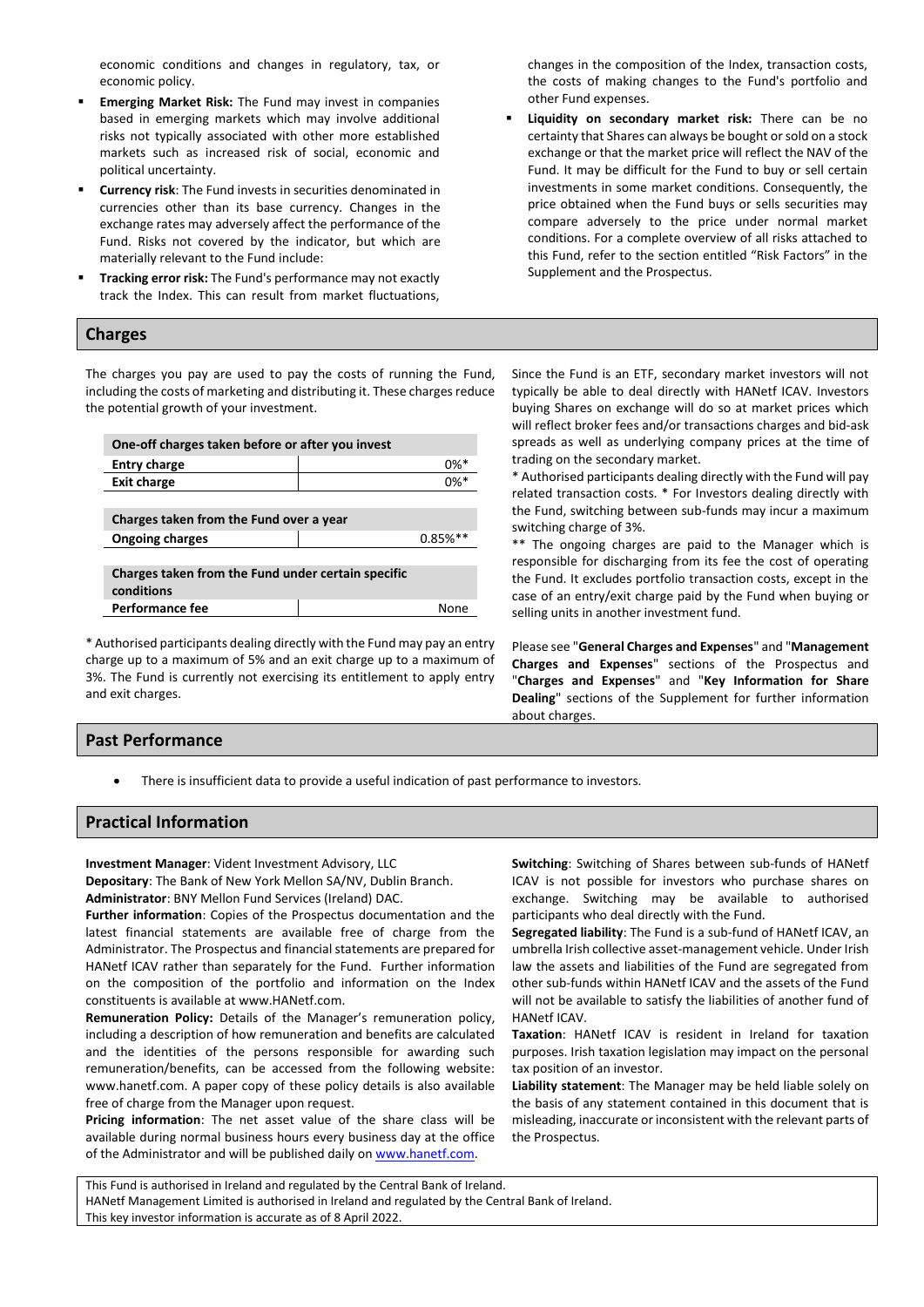economic conditions and changes in regulatory, tax, or economic policy.

- **Emerging Market Risk:** The Fund may invest in companies based in emerging markets which may involve additional risks not typically associated with other more established markets such as increased risk of social, economic and political uncertainty.
- **Currency risk**: The Fund invests in securities denominated in currencies other than its base currency. Changes in the exchange rates may adversely affect the performance of the Fund. Risks not covered by the indicator, but which are materially relevant to the Fund include:
- **Tracking error risk:** The Fund's performance may not exactly track the Index. This can result from market fluctuations, changes in the composition of the Index, transaction costs, the costs of making changes to the Fund's portfolio and other Fund expenses.
- **Liquidity on secondary market risk:** There can be no certainty that Shares can always be bought or sold on a stock exchange or that the market price will reflect the NAV of the Fund. It may be difficult for the Fund to buy or sell certain investments in some market conditions. Consequently, the price obtained when the Fund buys or sells securities may compare adversely to the price under normal market conditions. For a complete overview of all risks attached to this Fund, refer to the section entitled "Risk Factors" in the Supplement and the Prospectus.

## Charges

The charges you pay are used to pay the costs of running the Fund, including the costs of marketing and distributing it. These charges reduce the potential growth of your investment.

| One-off charges taken before or after you invest | |
|---|---|
| **Entry charge** | 0%* |
| **Exit charge** | 0%* |
| **Charges taken from the Fund over a year** | |
| **Ongoing charges** | 0.85%** |
| **Charges taken from the Fund under certain specific conditions** | |
| **Performance fee** | None |

\* Authorised participants dealing directly with the Fund may pay an entry charge up to a maximum of 5% and an exit charge up to a maximum of 3%. The Fund is currently not exercising its entitlement to apply entry and exit charges.

Since the Fund is an ETF, secondary market investors will not typically be able to deal directly with HANetf ICAV. Investors buying Shares on exchange will do so at market prices which will reflect broker fees and/or transactions charges and bid-ask spreads as well as underlying company prices at the time of trading on the secondary market.

\* Authorised participants dealing directly with the Fund will pay related transaction costs. * For Investors dealing directly with the Fund, switching between sub-funds may incur a maximum switching charge of 3%.

\*\* The ongoing charges are paid to the Manager which is responsible for discharging from its fee the cost of operating the Fund. It excludes portfolio transaction costs, except in the case of an entry/exit charge paid by the Fund when buying or selling units in another investment fund.

Please see "**General Charges and Expenses**" and "**Management Charges and Expenses**" sections of the Prospectus and "**Charges and Expenses**" and "**Key Information for Share Dealing**" sections of the Supplement for further information about charges.

## Past Performance

- There is insufficient data to provide a useful indication of past performance to investors.

## Practical Information

**Investment Manager**: Vident Investment Advisory, LLC

**Depositary**: The Bank of New York Mellon SA/NV, Dublin Branch.

**Administrator**: BNY Mellon Fund Services (Ireland) DAC.

**Further information**: Copies of the Prospectus documentation and the latest financial statements are available free of charge from the Administrator. The Prospectus and financial statements are prepared for HANetf ICAV rather than separately for the Fund. Further information on the composition of the portfolio and information on the Index constituents is available at www.HANetf.com.

**Remuneration Policy:** Details of the Manager's remuneration policy, including a description of how remuneration and benefits are calculated and the identities of the persons responsible for awarding such remuneration/benefits, can be accessed from the following website: www.hanetf.com. A paper copy of these policy details is also available free of charge from the Manager upon request.

**Pricing information**: The net asset value of the share class will be available during normal business hours every business day at the office of the Administrator and will be published daily on www.hanetf.com.

**Switching**: Switching of Shares between sub-funds of HANetf ICAV is not possible for investors who purchase shares on exchange. Switching may be available to authorised participants who deal directly with the Fund.

**Segregated liability**: The Fund is a sub-fund of HANetf ICAV, an umbrella Irish collective asset-management vehicle. Under Irish law the assets and liabilities of the Fund are segregated from other sub-funds within HANetf ICAV and the assets of the Fund will not be available to satisfy the liabilities of another fund of HANetf ICAV.

**Taxation**: HANetf ICAV is resident in Ireland for taxation purposes. Irish taxation legislation may impact on the personal tax position of an investor.

**Liability statement**: The Manager may be held liable solely on the basis of any statement contained in this document that is misleading, inaccurate or inconsistent with the relevant parts of the Prospectus.

This Fund is authorised in Ireland and regulated by the Central Bank of Ireland.
HANetf Management Limited is authorised in Ireland and regulated by the Central Bank of Ireland.
This key investor information is accurate as of 8 April 2022.